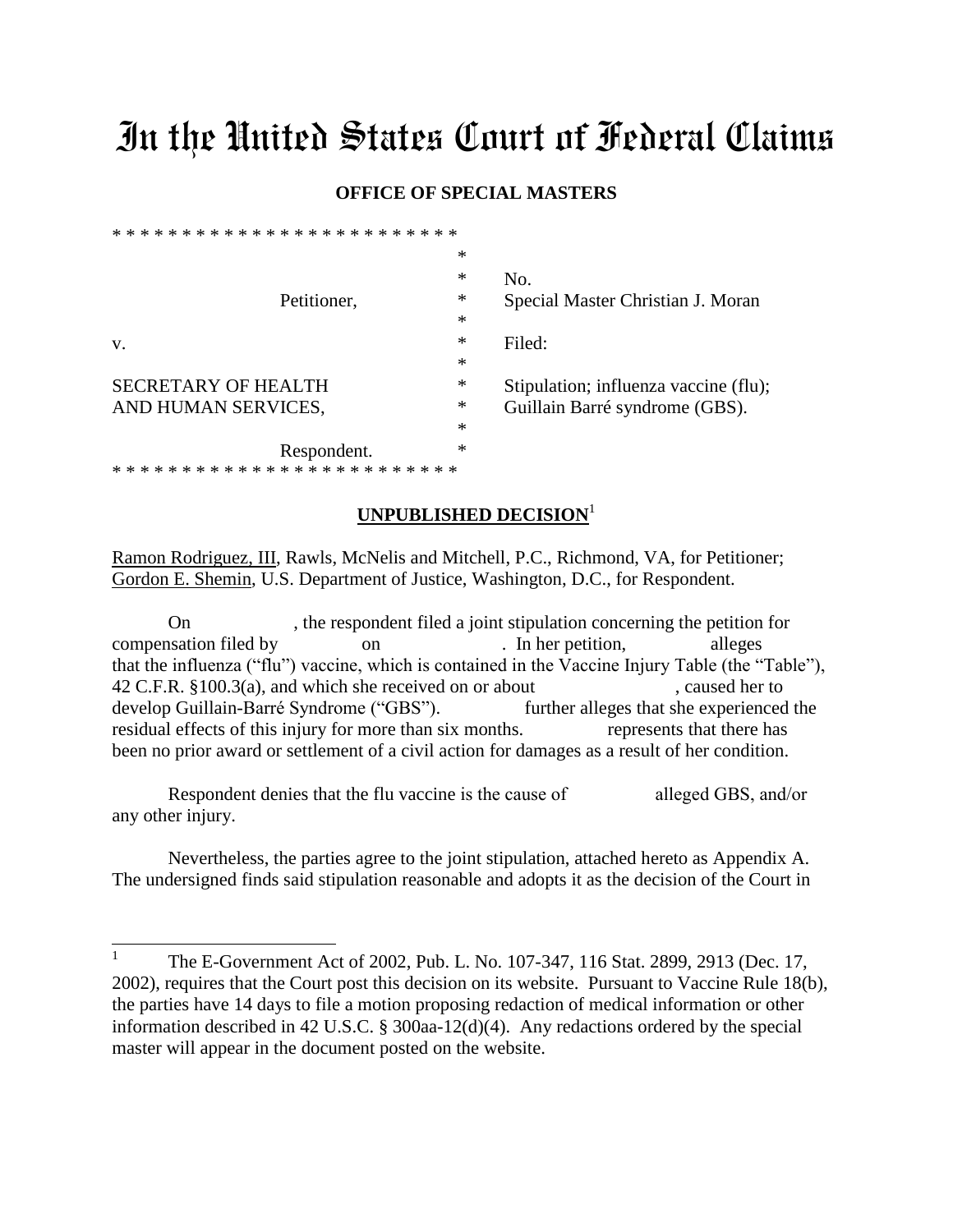# In the United States Court of Federal Claims

**OFFICE OF SPECIAL MASTERS**

```
* * * * * * * * * * * * * * * * * * * * * * * *
                                        *
                                        *     No.
                    Petitioner,         *     Special Master Christian J. Moran
                                        *
v.                                      *     Filed:
                                        *
SECRETARY OF HEALTH                     *     Stipulation; influenza vaccine (flu);
AND HUMAN SERVICES,                     *     Guillain Barré syndrome (GBS).
                                        *
                    Respondent.         *
* * * * * * * * * * * * * * * * * * * * * * * *
```

**UNPUBLISHED DECISION**[1]

Ramon Rodriguez, III, Rawls, McNelis and Mitchell, P.C., Richmond, VA, for Petitioner; Gordon E. Shemin, U.S. Department of Justice, Washington, D.C., for Respondent.

On , the respondent filed a joint stipulation concerning the petition for compensation filed by on . In her petition, alleges that the influenza ("flu") vaccine, which is contained in the Vaccine Injury Table (the "Table"), 42 C.F.R. §100.3(a), and which she received on or about , caused her to develop Guillain-Barré Syndrome ("GBS"). further alleges that she experienced the residual effects of this injury for more than six months. represents that there has been no prior award or settlement of a civil action for damages as a result of her condition.

Respondent denies that the flu vaccine is the cause of alleged GBS, and/or any other injury.

Nevertheless, the parties agree to the joint stipulation, attached hereto as Appendix A. The undersigned finds said stipulation reasonable and adopts it as the decision of the Court in

---

[1] The E-Government Act of 2002, Pub. L. No. 107-347, 116 Stat. 2899, 2913 (Dec. 17, 2002), requires that the Court post this decision on its website. Pursuant to Vaccine Rule 18(b), the parties have 14 days to file a motion proposing redaction of medical information or other information described in 42 U.S.C. § 300aa-12(d)(4). Any redactions ordered by the special master will appear in the document posted on the website.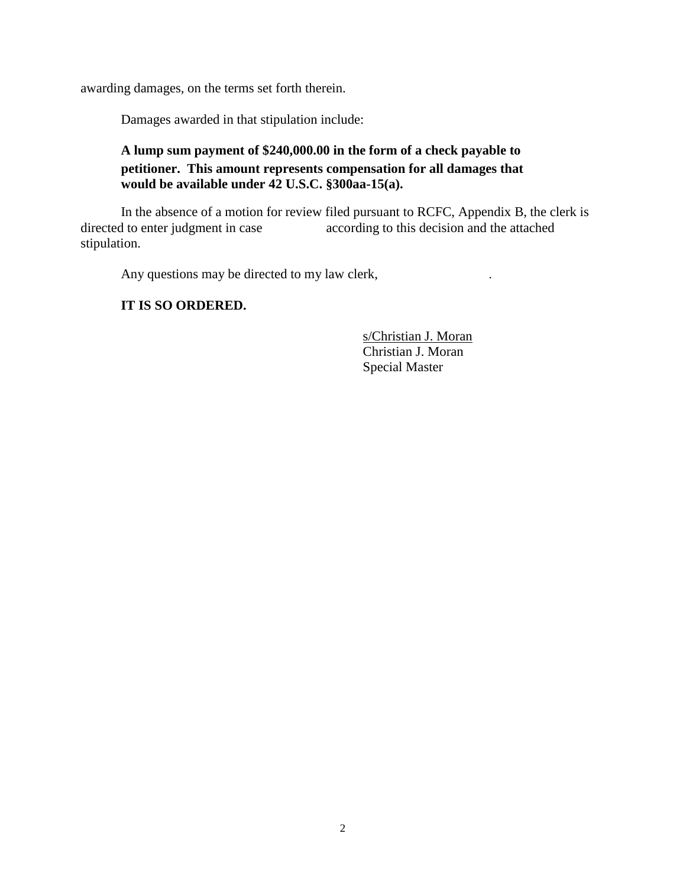awarding damages, on the terms set forth therein.

Damages awarded in that stipulation include:

**A lump sum payment of $240,000.00 in the form of a check payable to petitioner. This amount represents compensation for all damages that would be available under 42 U.S.C. §300aa-15(a).**

In the absence of a motion for review filed pursuant to RCFC, Appendix B, the clerk is directed to enter judgment in case according to this decision and the attached stipulation.

Any questions may be directed to my law clerk, .

**IT IS SO ORDERED.**

s/Christian J. Moran
Christian J. Moran
Special Master